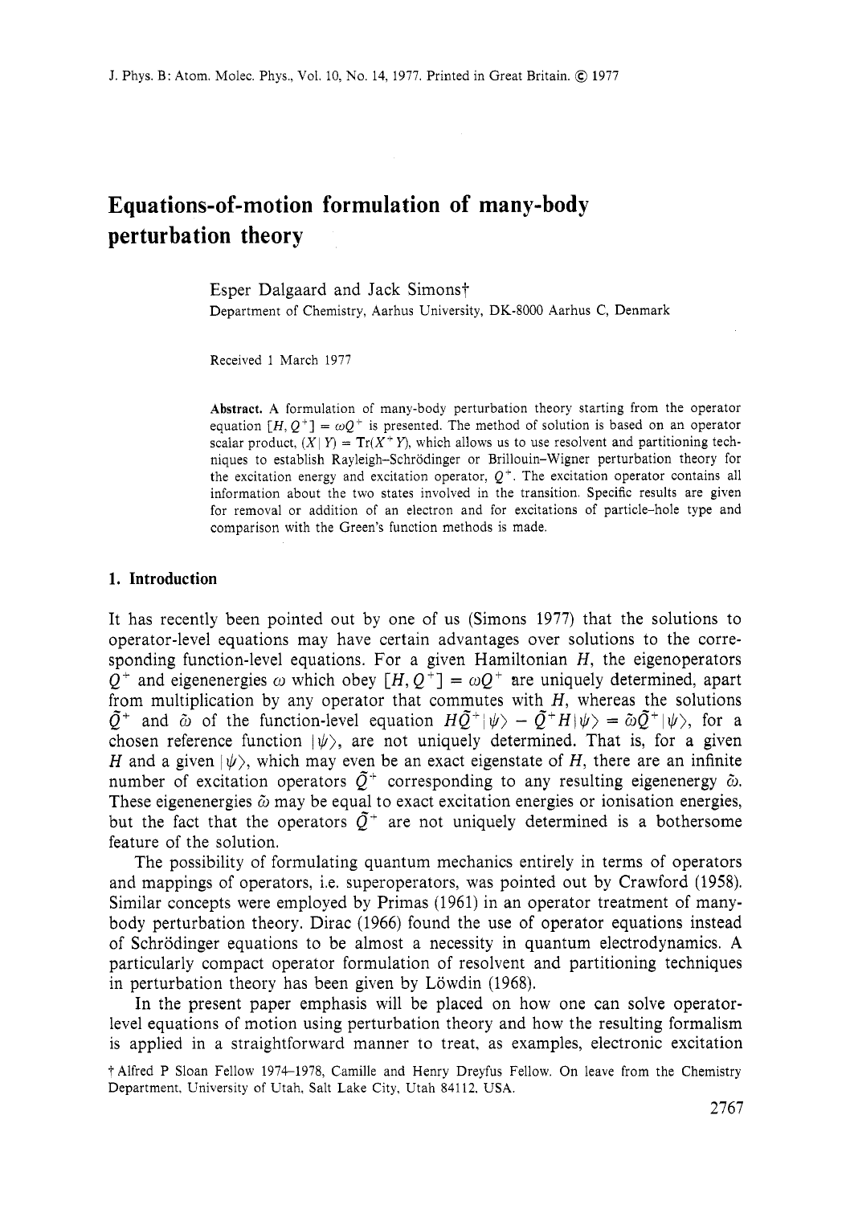# Equations-of-motion formulation of many-body perturbation theory

Esper Dalgaard and Jack Simons†

Department of Chemistry, Aarhus University, DK-8000 Aarhus C, Denmark

Received 1 March 1977

**Abstract.** A formulation of many-body perturbation theory starting from the operator equation $[H, Q^+] = \omega Q^+$ is presented. The method of solution is based on an operator scalar product, $(X|Y) = \mathrm{Tr}(X^+Y)$, which allows us to use resolvent and partitioning techniques to establish Rayleigh–Schrödinger or Brillouin–Wigner perturbation theory for the excitation energy and excitation operator, $Q^+$. The excitation operator contains all information about the two states involved in the transition. Specific results are given for removal or addition of an electron and for excitations of particle–hole type and comparison with the Green's function methods is made.

## 1. Introduction

It has recently been pointed out by one of us (Simons 1977) that the solutions to operator-level equations may have certain advantages over solutions to the corresponding function-level equations. For a given Hamiltonian $H$, the eigenoperators $Q^+$ and eigenenergies $\omega$ which obey $[H, Q^+] = \omega Q^+$ are uniquely determined, apart from multiplication by any operator that commutes with $H$, whereas the solutions $\tilde{Q}^+$ and $\tilde{\omega}$ of the function-level equation $H\tilde{Q}^+|\psi\rangle - \tilde{Q}^+H|\psi\rangle = \tilde{\omega}\tilde{Q}^+|\psi\rangle$, for a chosen reference function $|\psi\rangle$, are not uniquely determined. That is, for a given $H$ and a given $|\psi\rangle$, which may even be an exact eigenstate of $H$, there are an infinite number of excitation operators $\tilde{Q}^+$ corresponding to any resulting eigenenergy $\tilde{\omega}$. These eigenenergies $\tilde{\omega}$ may be equal to exact excitation energies or ionisation energies, but the fact that the operators $\tilde{Q}^+$ are not uniquely determined is a bothersome feature of the solution.

The possibility of formulating quantum mechanics entirely in terms of operators and mappings of operators, i.e. superoperators, was pointed out by Crawford (1958). Similar concepts were employed by Primas (1961) in an operator treatment of many-body perturbation theory. Dirac (1966) found the use of operator equations instead of Schrödinger equations to be almost a necessity in quantum electrodynamics. A particularly compact operator formulation of resolvent and partitioning techniques in perturbation theory has been given by Löwdin (1968).

In the present paper emphasis will be placed on how one can solve operator-level equations of motion using perturbation theory and how the resulting formalism is applied in a straightforward manner to treat, as examples, electronic excitation

† Alfred P Sloan Fellow 1974–1978, Camille and Henry Dreyfus Fellow. On leave from the Chemistry Department, University of Utah, Salt Lake City, Utah 84112, USA.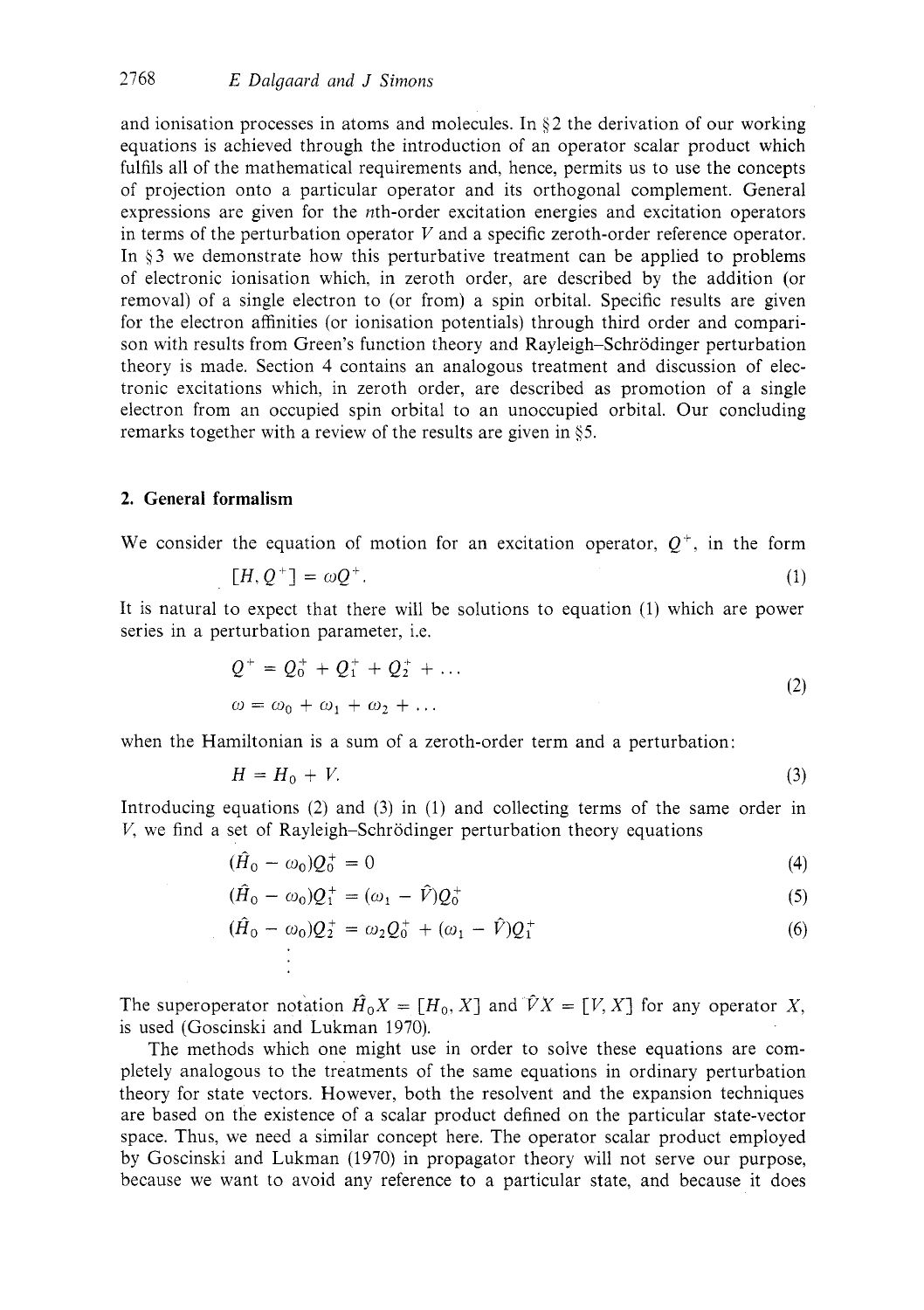and ionisation processes in atoms and molecules. In §2 the derivation of our working equations is achieved through the introduction of an operator scalar product which fulfils all of the mathematical requirements and, hence, permits us to use the concepts of projection onto a particular operator and its orthogonal complement. General expressions are given for the $n$th-order excitation energies and excitation operators in terms of the perturbation operator $V$ and a specific zeroth-order reference operator. In §3 we demonstrate how this perturbative treatment can be applied to problems of electronic ionisation which, in zeroth order, are described by the addition (or removal) of a single electron to (or from) a spin orbital. Specific results are given for the electron affinities (or ionisation potentials) through third order and comparison with results from Green's function theory and Rayleigh–Schrödinger perturbation theory is made. Section 4 contains an analogous treatment and discussion of electronic excitations which, in zeroth order, are described as promotion of a single electron from an occupied spin orbital to an unoccupied orbital. Our concluding remarks together with a review of the results are given in §5.

## 2. General formalism

We consider the equation of motion for an excitation operator, $Q^+$, in the form

$$[H, Q^+] = \omega Q^+. \tag{1}$$

It is natural to expect that there will be solutions to equation (1) which are power series in a perturbation parameter, i.e.

$$\begin{aligned} Q^+ &= Q_0^+ + Q_1^+ + Q_2^+ + \dots \\ \omega &= \omega_0 + \omega_1 + \omega_2 + \dots \end{aligned} \tag{2}$$

when the Hamiltonian is a sum of a zeroth-order term and a perturbation:

$$H = H_0 + V. \tag{3}$$

Introducing equations (2) and (3) in (1) and collecting terms of the same order in $V$, we find a set of Rayleigh–Schrödinger perturbation theory equations

$$(\hat{H}_0 - \omega_0)Q_0^+ = 0 \tag{4}$$

$$(\hat{H}_0 - \omega_0)Q_1^+ = (\omega_1 - \hat{V})Q_0^+ \tag{5}$$

$$(\hat{H}_0 - \omega_0)Q_2^+ = \omega_2 Q_0^+ + (\omega_1 - \hat{V})Q_1^+ \tag{6}$$

$$\vdots$$

The superoperator notation $\hat{H}_0 X = [H_0, X]$ and $\hat{V}X = [V, X]$ for any operator $X$, is used (Goscinski and Lukman 1970).

The methods which one might use in order to solve these equations are completely analogous to the treatments of the same equations in ordinary perturbation theory for state vectors. However, both the resolvent and the expansion techniques are based on the existence of a scalar product defined on the particular state-vector space. Thus, we need a similar concept here. The operator scalar product employed by Goscinski and Lukman (1970) in propagator theory will not serve our purpose, because we want to avoid any reference to a particular state, and because it does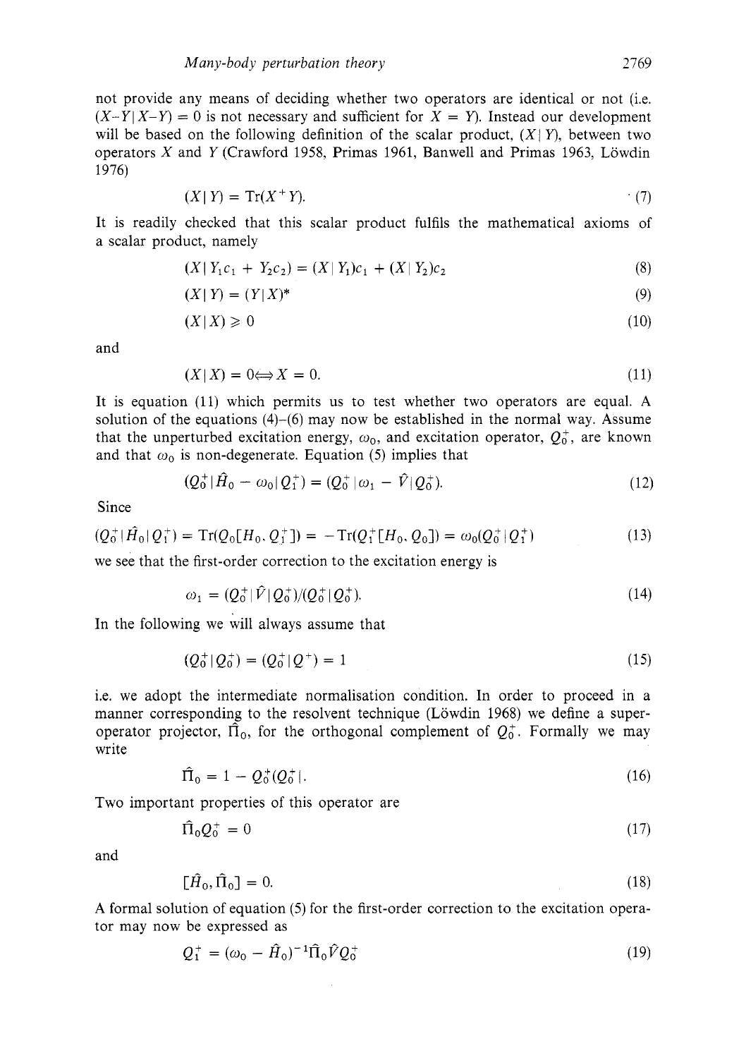not provide any means of deciding whether two operators are identical or not (i.e. $(X-Y|X-Y) = 0$ is not necessary and sufficient for $X = Y$). Instead our development will be based on the following definition of the scalar product, $(X|Y)$, between two operators $X$ and $Y$ (Crawford 1958, Primas 1961, Banwell and Primas 1963, Löwdin 1976)

$$(X|Y) = \mathrm{Tr}(X^+Y). \tag{7}$$

It is readily checked that this scalar product fulfils the mathematical axioms of a scalar product, namely

$$(X|Y_1c_1 + Y_2c_2) = (X|Y_1)c_1 + (X|Y_2)c_2 \tag{8}$$

$$(X|Y) = (Y|X)^* \tag{9}$$

$$(X|X) \geqslant 0 \tag{10}$$

and

$$(X|X) = 0 \Longleftrightarrow X = 0. \tag{11}$$

It is equation (11) which permits us to test whether two operators are equal. A solution of the equations (4)–(6) may now be established in the normal way. Assume that the unperturbed excitation energy, $\omega_0$, and excitation operator, $Q_0^+$, are known and that $\omega_0$ is non-degenerate. Equation (5) implies that

$$(Q_0^+|\hat{H}_0 - \omega_0|Q_1^+) = (Q_0^+|\omega_1 - \hat{V}|Q_0^+). \tag{12}$$

Since

$$(Q_0^+|\hat{H}_0|Q_1^+) = \mathrm{Tr}(Q_0[H_0, Q_1^+]) = -\mathrm{Tr}(Q_1^+[H_0, Q_0]) = \omega_0(Q_0^+|Q_1^+) \tag{13}$$

we see that the first-order correction to the excitation energy is

$$\omega_1 = (Q_0^+|\hat{V}|Q_0^+)/(Q_0^+|Q_0^+). \tag{14}$$

In the following we will always assume that

$$(Q_0^+|Q_0^+) = (Q_0^+|Q^+) = 1 \tag{15}$$

i.e. we adopt the intermediate normalisation condition. In order to proceed in a manner corresponding to the resolvent technique (Löwdin 1968) we define a superoperator projector, $\hat{\Pi}_0$, for the orthogonal complement of $Q_0^+$. Formally we may write

$$\hat{\Pi}_0 = 1 - Q_0^+(Q_0^+|. \tag{16}$$

Two important properties of this operator are

$$\hat{\Pi}_0 Q_0^+ = 0 \tag{17}$$

and

$$[\hat{H}_0, \hat{\Pi}_0] = 0. \tag{18}$$

A formal solution of equation (5) for the first-order correction to the excitation operator may now be expressed as

$$Q_1^+ = (\omega_0 - \hat{H}_0)^{-1}\hat{\Pi}_0\hat{V}Q_0^+ \tag{19}$$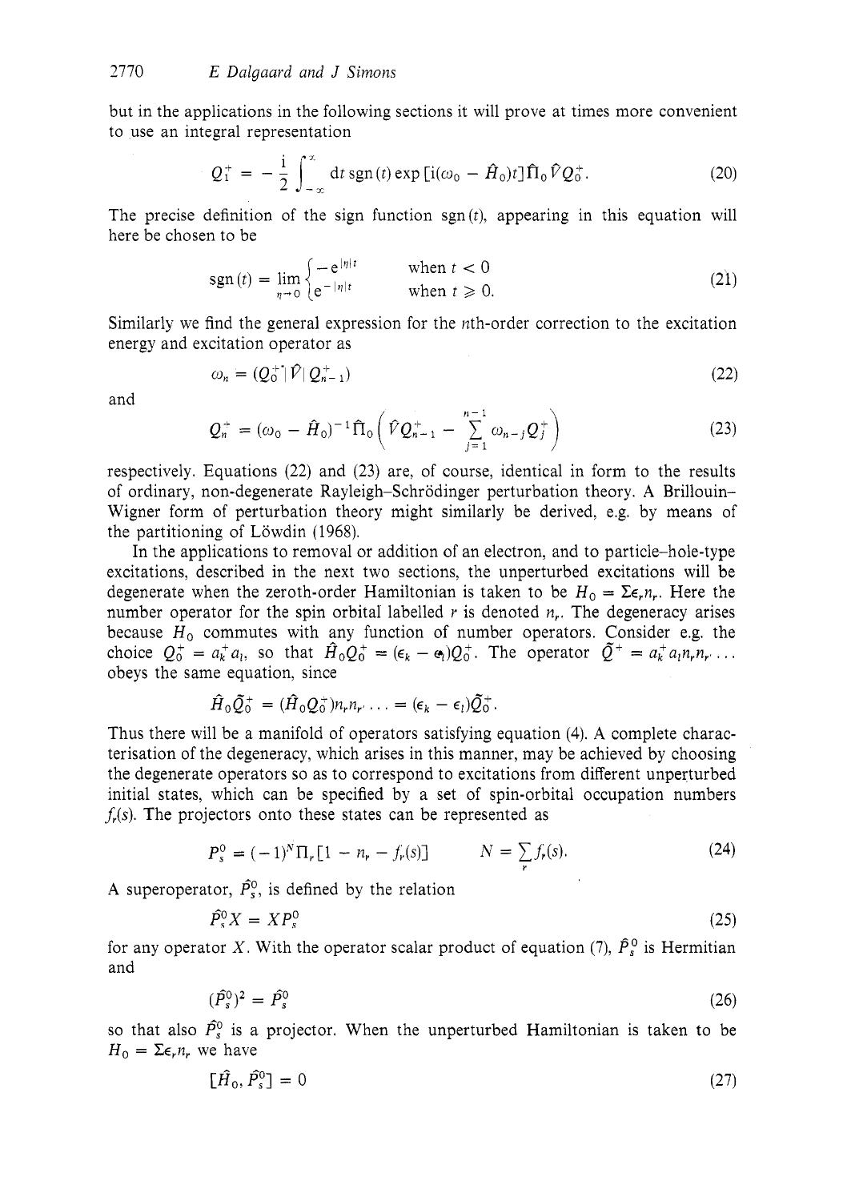but in the applications in the following sections it will prove at times more convenient to use an integral representation

$$Q_1^+ = -\frac{\mathrm{i}}{2}\int_{-\infty}^{\infty} \mathrm{d}t\, \mathrm{sgn}(t) \exp[\mathrm{i}(\omega_0 - \hat{H}_0)t]\hat{\Pi}_0 \hat{V} Q_0^+. \tag{20}$$

The precise definition of the sign function $\mathrm{sgn}(t)$, appearing in this equation will here be chosen to be

$$\mathrm{sgn}(t) = \lim_{\eta\to 0}\begin{cases} -\mathrm{e}^{|\eta|t} & \text{when } t < 0 \\ \mathrm{e}^{-|\eta|t} & \text{when } t \geqslant 0. \end{cases} \tag{21}$$

Similarly we find the general expression for the $n$th-order correction to the excitation energy and excitation operator as

$$\omega_n = (Q_0^+ | \hat{V} | Q_{n-1}^+) \tag{22}$$

and

$$Q_n^+ = (\omega_0 - \hat{H}_0)^{-1}\hat{\Pi}_0\left(\hat{V}Q_{n-1}^+ - \sum_{j=1}^{n-1} \omega_{n-j} Q_j^+\right) \tag{23}$$

respectively. Equations (22) and (23) are, of course, identical in form to the results of ordinary, non-degenerate Rayleigh–Schrödinger perturbation theory. A Brillouin–Wigner form of perturbation theory might similarly be derived, e.g. by means of the partitioning of Löwdin (1968).

In the applications to removal or addition of an electron, and to particle–hole-type excitations, described in the next two sections, the unperturbed excitations will be degenerate when the zeroth-order Hamiltonian is taken to be $H_0 = \Sigma\epsilon_r n_r$. Here the number operator for the spin orbital labelled $r$ is denoted $n_r$. The degeneracy arises because $H_0$ commutes with any function of number operators. Consider e.g. the choice $Q_0^+ = a_k^+ a_l$, so that $\hat{H}_0 Q_0^+ = (\epsilon_k - \epsilon_l)Q_0^+$. The operator $\tilde{Q}^+ = a_k^+ a_l n_r n_{r'} \ldots$ obeys the same equation, since

$$\hat{H}_0 \tilde{Q}_0^+ = (\hat{H}_0 Q_0^+) n_r n_{r'} \ldots = (\epsilon_k - \epsilon_l)\tilde{Q}_0^+.$$

Thus there will be a manifold of operators satisfying equation (4). A complete characterisation of the degeneracy, which arises in this manner, may be achieved by choosing the degenerate operators so as to correspond to excitations from different unperturbed initial states, which can be specified by a set of spin-orbital occupation numbers $f_r(s)$. The projectors onto these states can be represented as

$$P_s^0 = (-1)^N \Pi_r [1 - n_r - f_r(s)] \qquad N = \sum_r f_r(s). \tag{24}$$

A superoperator, $\hat{P}_s^0$, is defined by the relation

$$\hat{P}_s^0 X = X P_s^0 \tag{25}$$

for any operator $X$. With the operator scalar product of equation (7), $\hat{P}_s^0$ is Hermitian and

$$(\hat{P}_s^0)^2 = \hat{P}_s^0 \tag{26}$$

so that also $\hat{P}_s^0$ is a projector. When the unperturbed Hamiltonian is taken to be $H_0 = \Sigma\epsilon_r n_r$ we have

$$[\hat{H}_0, \hat{P}_s^0] = 0 \tag{27}$$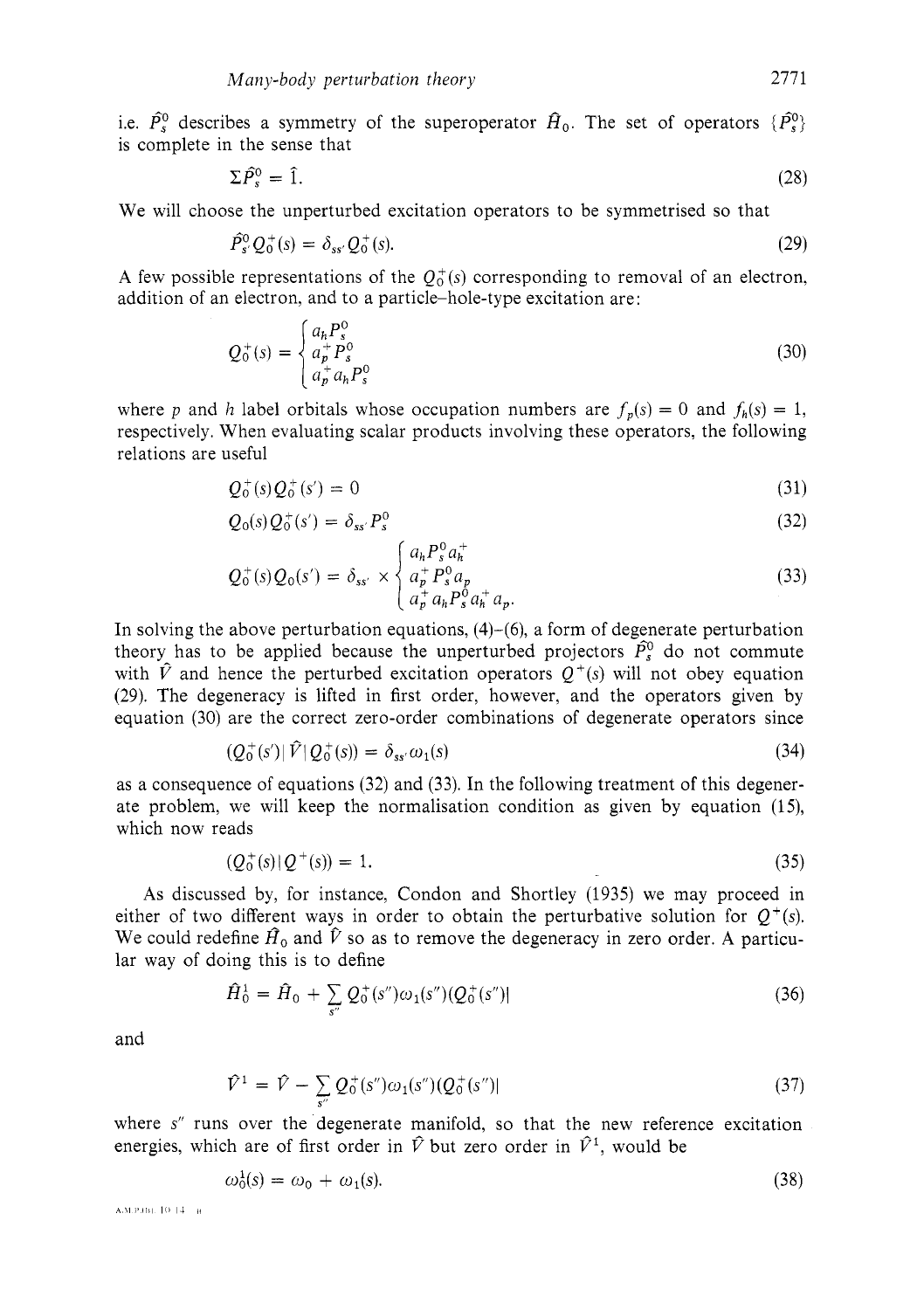i.e. $\hat{P}_s^0$ describes a symmetry of the superoperator $\hat{H}_0$. The set of operators $\{\hat{P}_s^0\}$ is complete in the sense that

$$\Sigma \hat{P}_s^0 = \hat{1}. \tag{28}$$

We will choose the unperturbed excitation operators to be symmetrised so that

$$\hat{P}_{s'}^0 Q_0^+(s) = \delta_{ss'} Q_0^+(s). \tag{29}$$

A few possible representations of the $Q_0^+(s)$ corresponding to removal of an electron, addition of an electron, and to a particle–hole-type excitation are:

$$Q_0^+(s) = \begin{cases} a_h P_s^0 \\ a_p^+ P_s^0 \\ a_p^+ a_h P_s^0 \end{cases} \tag{30}$$

where $p$ and $h$ label orbitals whose occupation numbers are $f_p(s) = 0$ and $f_h(s) = 1$, respectively. When evaluating scalar products involving these operators, the following relations are useful

$$Q_0^+(s) Q_0^+(s') = 0 \tag{31}$$

$$Q_0(s) Q_0^+(s') = \delta_{ss'} P_s^0 \tag{32}$$

$$Q_0^+(s) Q_0(s') = \delta_{ss'} \times \begin{cases} a_h P_s^0 a_h^+ \\ a_p^+ P_s^0 a_p \\ a_p^+ a_h P_s^0 a_h^+ a_p. \end{cases} \tag{33}$$

In solving the above perturbation equations, (4)–(6), a form of degenerate perturbation theory has to be applied because the unperturbed projectors $\hat{P}_s^0$ do not commute with $\hat{V}$ and hence the perturbed excitation operators $Q^+(s)$ will not obey equation (29). The degeneracy is lifted in first order, however, and the operators given by equation (30) are the correct zero-order combinations of degenerate operators since

$$(Q_0^+(s') | \hat{V} | Q_0^+(s)) = \delta_{ss'} \omega_1(s) \tag{34}$$

as a consequence of equations (32) and (33). In the following treatment of this degenerate problem, we will keep the normalisation condition as given by equation (15), which now reads

$$(Q_0^+(s) | Q^+(s)) = 1. \tag{35}$$

As discussed by, for instance, Condon and Shortley (1935) we may proceed in either of two different ways in order to obtain the perturbative solution for $Q^+(s)$. We could redefine $\hat{H}_0$ and $\hat{V}$ so as to remove the degeneracy in zero order. A particular way of doing this is to define

$$\hat{H}_0^1 = \hat{H}_0 + \sum_{s''} Q_0^+(s'') \omega_1(s'') (Q_0^+(s'')| \tag{36}$$

and

$$\hat{V}^1 = \hat{V} - \sum_{s''} Q_0^+(s'') \omega_1(s'') (Q_0^+(s'')| \tag{37}$$

where $s''$ runs over the degenerate manifold, so that the new reference excitation energies, which are of first order in $\hat{V}$ but zero order in $\hat{V}^1$, would be

$$\omega_0^1(s) = \omega_0 + \omega_1(s). \tag{38}$$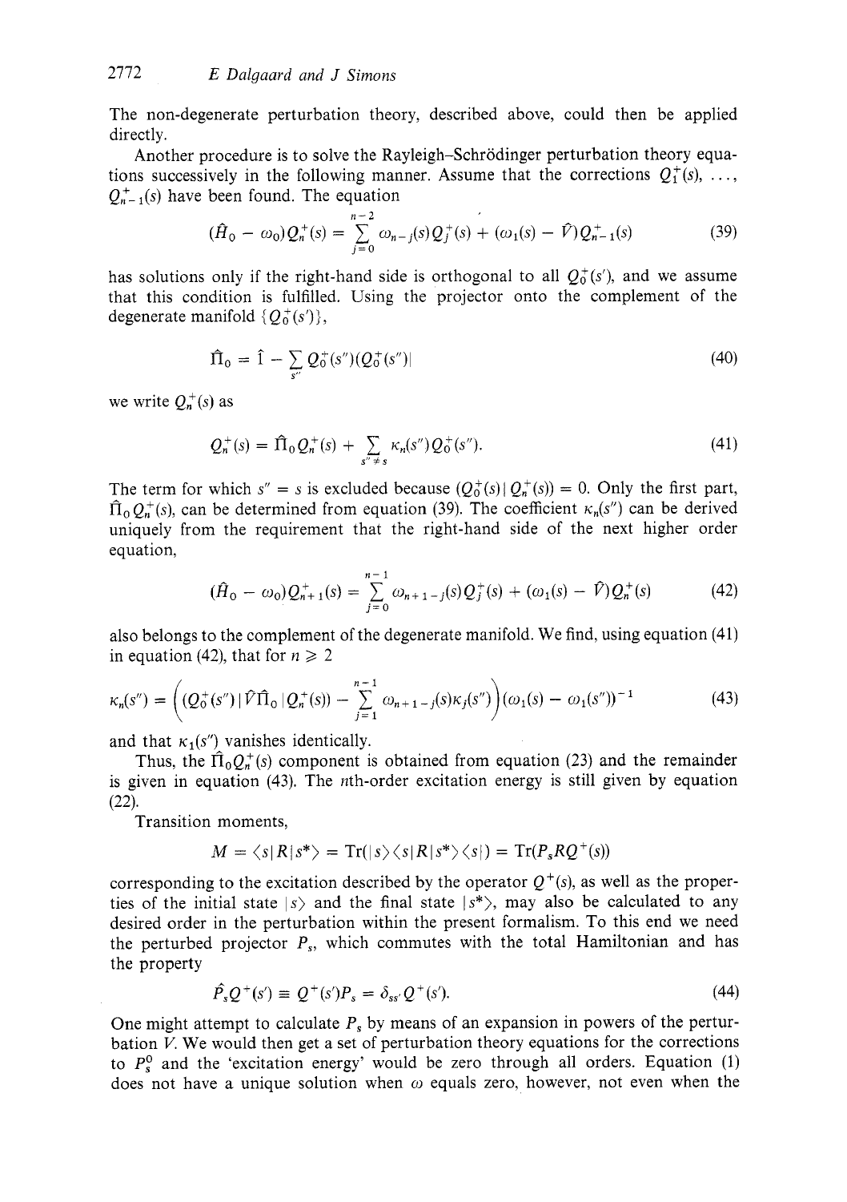The non-degenerate perturbation theory, described above, could then be applied directly.

Another procedure is to solve the Rayleigh–Schrödinger perturbation theory equations successively in the following manner. Assume that the corrections $Q_1^+(s), \ldots, Q_{n-1}^+(s)$ have been found. The equation

$$(\hat{H}_0 - \omega_0)Q_n^+(s) = \sum_{j=0}^{n-2} \omega_{n-j}(s)Q_j^+(s) + (\omega_1(s) - \hat{V})Q_{n-1}^+(s) \tag{39}$$

has solutions only if the right-hand side is orthogonal to all $Q_0^+(s')$, and we assume that this condition is fulfilled. Using the projector onto the complement of the degenerate manifold $\{Q_0^+(s')\}$,

$$\hat{\Pi}_0 = \hat{1} - \sum_{s''} Q_0^+(s'')(Q_0^+(s'')| \tag{40}$$

we write $Q_n^+(s)$ as

$$Q_n^+(s) = \hat{\Pi}_0 Q_n^+(s) + \sum_{s'' \neq s} \kappa_n(s'')Q_0^+(s''). \tag{41}$$

The term for which $s'' = s$ is excluded because $(Q_0^+(s)|Q_n^+(s)) = 0$. Only the first part, $\hat{\Pi}_0 Q_n^+(s)$, can be determined from equation (39). The coefficient $\kappa_n(s'')$ can be derived uniquely from the requirement that the right-hand side of the next higher order equation,

$$(\hat{H}_0 - \omega_0)Q_{n+1}^+(s) = \sum_{j=0}^{n-1} \omega_{n+1-j}(s)Q_j^+(s) + (\omega_1(s) - \hat{V})Q_n^+(s) \tag{42}$$

also belongs to the complement of the degenerate manifold. We find, using equation (41) in equation (42), that for $n \geqslant 2$

$$\kappa_n(s'') = \left((Q_0^+(s'')|\hat{V}\hat{\Pi}_0|Q_n^+(s)) - \sum_{j=1}^{n-1} \omega_{n+1-j}(s)\kappa_j(s'')\right)(\omega_1(s) - \omega_1(s''))^{-1} \tag{43}$$

and that $\kappa_1(s'')$ vanishes identically.

Thus, the $\hat{\Pi}_0 Q_n^+(s)$ component is obtained from equation (23) and the remainder is given in equation (43). The $n$th-order excitation energy is still given by equation (22).

Transition moments,

$$M = \langle s|R|s^*\rangle = \mathrm{Tr}(|s\rangle\langle s|R|s^*\rangle\langle s|) = \mathrm{Tr}(P_s R Q^+(s))$$

corresponding to the excitation described by the operator $Q^+(s)$, as well as the properties of the initial state $|s\rangle$ and the final state $|s^*\rangle$, may also be calculated to any desired order in the perturbation within the present formalism. To this end we need the perturbed projector $P_s$, which commutes with the total Hamiltonian and has the property

$$\hat{P}_s Q^+(s') \equiv Q^+(s')P_s = \delta_{ss'} Q^+(s'). \tag{44}$$

One might attempt to calculate $P_s$ by means of an expansion in powers of the perturbation $V$. We would then get a set of perturbation theory equations for the corrections to $P_s^0$ and the 'excitation energy' would be zero through all orders. Equation (1) does not have a unique solution when $\omega$ equals zero, however, not even when the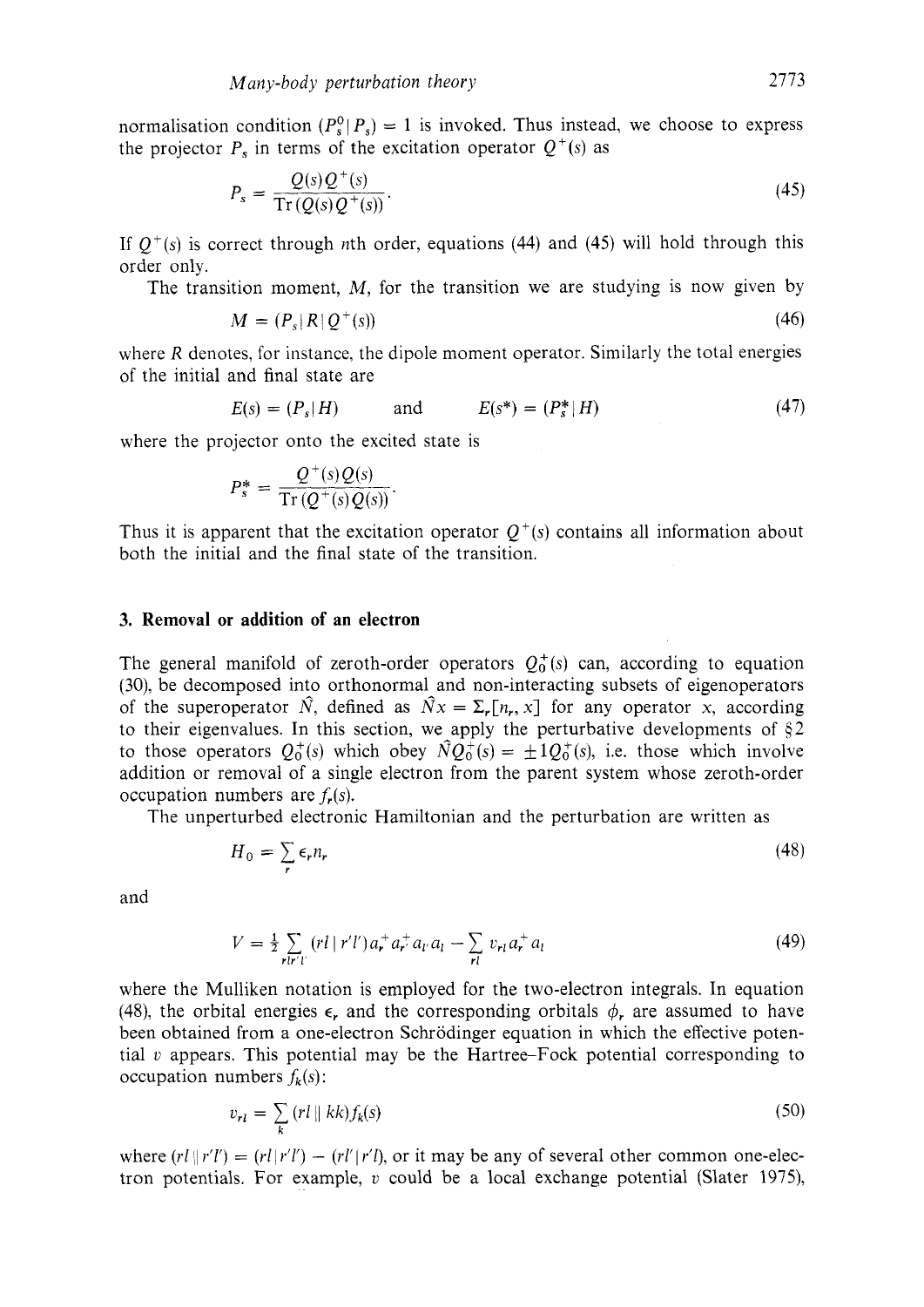normalisation condition $(P_s^0|P_s) = 1$ is invoked. Thus instead, we choose to express the projector $P_s$ in terms of the excitation operator $Q^+(s)$ as

$$P_s = \frac{Q(s)Q^+(s)}{\mathrm{Tr}\,(Q(s)Q^+(s))}. \tag{45}$$

If $Q^+(s)$ is correct through $n$th order, equations (44) and (45) will hold through this order only.

The transition moment, $M$, for the transition we are studying is now given by

$$M = (P_s|R|Q^+(s)) \tag{46}$$

where $R$ denotes, for instance, the dipole moment operator. Similarly the total energies of the initial and final state are

$$E(s) = (P_s|H) \qquad \text{and} \qquad E(s^*) = (P_s^*|H) \tag{47}$$

where the projector onto the excited state is

$$P_s^* = \frac{Q^+(s)Q(s)}{\mathrm{Tr}\,(Q^+(s)Q(s))}.$$

Thus it is apparent that the excitation operator $Q^+(s)$ contains all information about both the initial and the final state of the transition.

## 3. Removal or addition of an electron

The general manifold of zeroth-order operators $Q_0^+(s)$ can, according to equation (30), be decomposed into orthonormal and non-interacting subsets of eigenoperators of the superoperator $\hat{N}$, defined as $\hat{N}x = \Sigma_r[n_r, x]$ for any operator $x$, according to their eigenvalues. In this section, we apply the perturbative developments of §2 to those operators $Q_0^+(s)$ which obey $\hat{N}Q_0^+(s) = \pm 1 Q_0^+(s)$, i.e. those which involve addition or removal of a single electron from the parent system whose zeroth-order occupation numbers are $f_r(s)$.

The unperturbed electronic Hamiltonian and the perturbation are written as

$$H_0 = \sum_r \epsilon_r n_r \tag{48}$$

and

$$V = \tfrac{1}{2} \sum_{rlr'l'} (rl\,|\,r'l')a_r^+ a_{r'}^+ a_{l'} a_l - \sum_{rl} v_{rl} a_r^+ a_l \tag{49}$$

where the Mulliken notation is employed for the two-electron integrals. In equation (48), the orbital energies $\epsilon_r$ and the corresponding orbitals $\phi_r$ are assumed to have been obtained from a one-electron Schrödinger equation in which the effective potential $v$ appears. This potential may be the Hartree–Fock potential corresponding to occupation numbers $f_k(s)$:

$$v_{rl} = \sum_k (rl\,\|\,kk) f_k(s) \tag{50}$$

where $(rl\,\|\,r'l') = (rl\,|\,r'l') - (rl'\,|\,r'l)$, or it may be any of several other common one-electron potentials. For example, $v$ could be a local exchange potential (Slater 1975),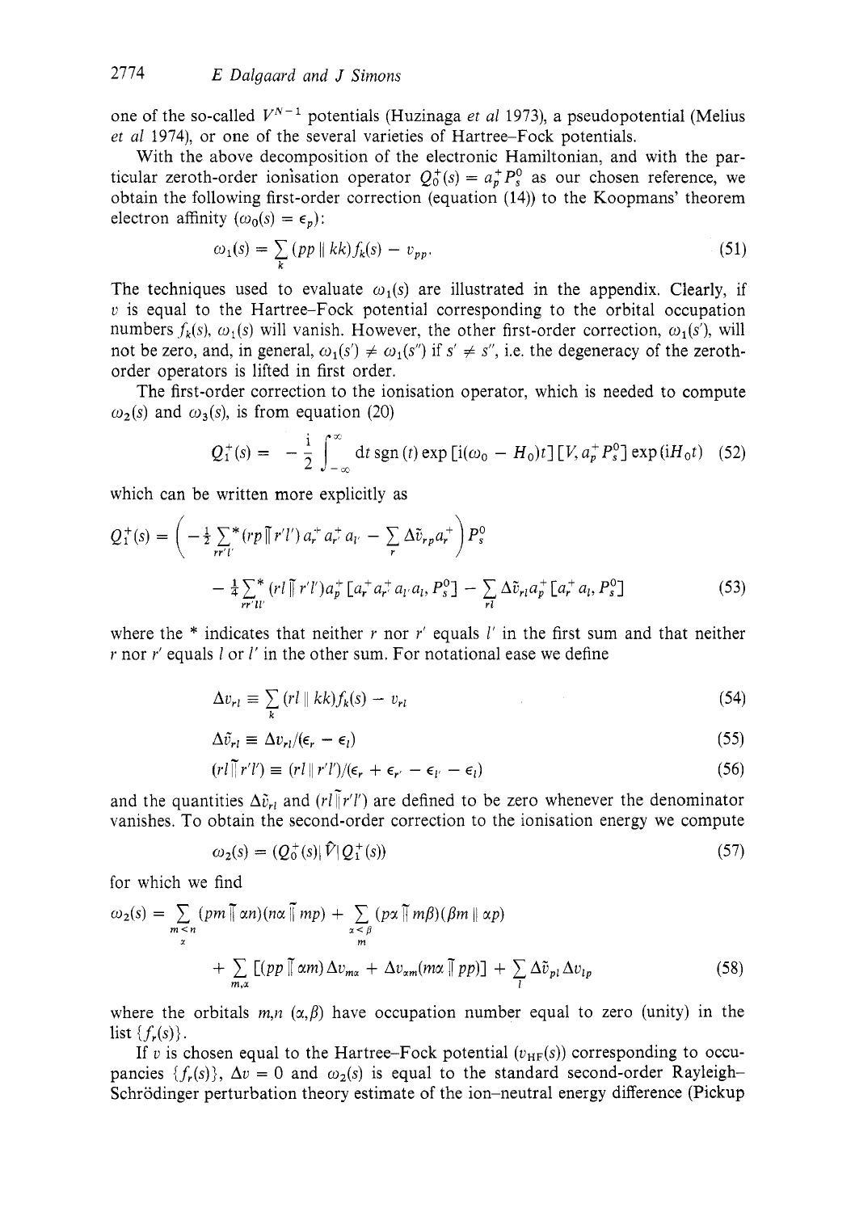one of the so-called $V^{N-1}$ potentials (Huzinaga *et al* 1973), a pseudopotential (Melius *et al* 1974), or one of the several varieties of Hartree–Fock potentials.

With the above decomposition of the electronic Hamiltonian, and with the particular zeroth-order ionisation operator $Q_0^+(s) = a_p^+ P_s^0$ as our chosen reference, we obtain the following first-order correction (equation (14)) to the Koopmans' theorem electron affinity $(\omega_0(s) = \epsilon_p)$:

$$\omega_1(s) = \sum_k (pp \parallel kk) f_k(s) - v_{pp}. \tag{51}$$

The techniques used to evaluate $\omega_1(s)$ are illustrated in the appendix. Clearly, if $v$ is equal to the Hartree–Fock potential corresponding to the orbital occupation numbers $f_k(s)$, $\omega_1(s)$ will vanish. However, the other first-order correction, $\omega_1(s')$, will not be zero, and, in general, $\omega_1(s') \neq \omega_1(s'')$ if $s' \neq s''$, i.e. the degeneracy of the zeroth-order operators is lifted in first order.

The first-order correction to the ionisation operator, which is needed to compute $\omega_2(s)$ and $\omega_3(s)$, is from equation (20)

$$Q_1^+(s) = -\frac{\mathrm{i}}{2}\int_{-\infty}^{\infty} \mathrm{d}t \, \mathrm{sgn}(t) \exp[\mathrm{i}(\omega_0 - H_0)t][V, a_p^+ P_s^0] \exp(\mathrm{i}H_0 t) \tag{52}$$

which can be written more explicitly as

$$\begin{aligned} Q_1^+(s) = &\left(-\tfrac{1}{2}\sum_{rr'l'}{}^{*} (rp \,\bar{\|}\, r'l')\, a_r^+ a_{r'}^+ a_{l'} - \sum_r \Delta\tilde{v}_{rp} a_r^+\right) P_s^0 \\ &- \tfrac{1}{4}\sum_{rr'll'}{}^{*} (rl \,\bar{\|}\, r'l') a_p^+ [a_r^+ a_{r'}^+ a_{l'} a_l, P_s^0] - \sum_{rl} \Delta\tilde{v}_{rl} a_p^+ [a_r^+ a_l, P_s^0] \end{aligned} \tag{53}$$

where the * indicates that neither $r$ nor $r'$ equals $l'$ in the first sum and that neither $r$ nor $r'$ equals $l$ or $l'$ in the other sum. For notational ease we define

$$\Delta v_{rl} \equiv \sum_k (rl \parallel kk) f_k(s) - v_{rl} \tag{54}$$

$$\Delta\tilde{v}_{rl} \equiv \Delta v_{rl}/(\epsilon_r - \epsilon_l) \tag{55}$$

$$(rl \,\bar{\|}\, r'l') \equiv (rl \parallel r'l')/(\epsilon_r + \epsilon_{r'} - \epsilon_{l'} - \epsilon_l) \tag{56}$$

and the quantities $\Delta\tilde{v}_{rl}$ and $(rl \,\bar{\|}\, r'l')$ are defined to be zero whenever the denominator vanishes. To obtain the second-order correction to the ionisation energy we compute

$$\omega_2(s) = (Q_0^+(s) | \hat{V} | Q_1^+(s)) \tag{57}$$

for which we find

$$\begin{aligned} \omega_2(s) = &\sum_{\substack{m<n \\ \alpha}} (pm \,\bar{\|}\, \alpha n)(n\alpha \,\bar{\|}\, mp) + \sum_{\substack{\alpha<\beta \\ m}} (p\alpha \,\bar{\|}\, m\beta)(\beta m \parallel \alpha p) \\ &+ \sum_{m,\alpha} [(pp \,\bar{\|}\, \alpha m) \Delta v_{m\alpha} + \Delta v_{\alpha m} (m\alpha \,\bar{\|}\, pp)] + \sum_l \Delta\tilde{v}_{pl} \Delta v_{lp} \end{aligned} \tag{58}$$

where the orbitals $m,n$ $(\alpha,\beta)$ have occupation number equal to zero (unity) in the list $\{f_r(s)\}$.

If $v$ is chosen equal to the Hartree–Fock potential $(v_{\mathrm{HF}}(s))$ corresponding to occupancies $\{f_r(s)\}$, $\Delta v = 0$ and $\omega_2(s)$ is equal to the standard second-order Rayleigh–Schrödinger perturbation theory estimate of the ion–neutral energy difference (Pickup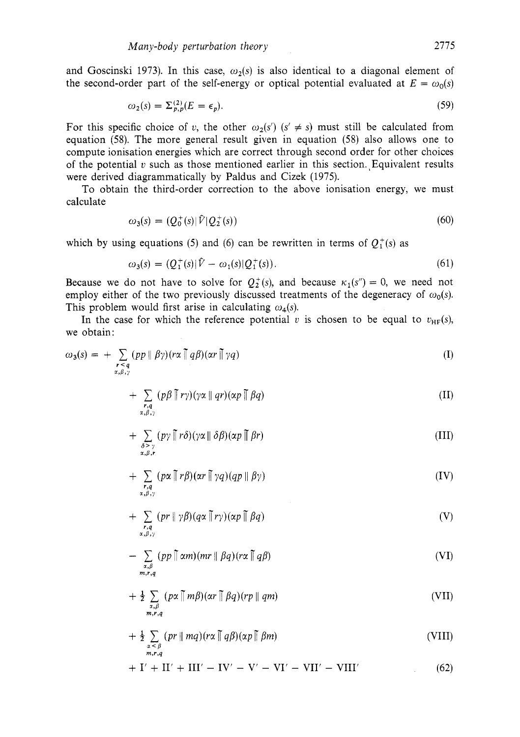and Goscinski 1973). In this case, $\omega_2(s)$ is also identical to a diagonal element of the second-order part of the self-energy or optical potential evaluated at $E = \omega_0(s)$

$$\omega_2(s) = \Sigma^{(2)}_{p,p}(E = \epsilon_p). \tag{59}$$

For this specific choice of $v$, the other $\omega_2(s')$ $(s' \neq s)$ must still be calculated from equation (58). The more general result given in equation (58) also allows one to compute ionisation energies which are correct through second order for other choices of the potential $v$ such as those mentioned earlier in this section. Equivalent results were derived diagrammatically by Paldus and Cizek (1975).

To obtain the third-order correction to the above ionisation energy, we must calculate

$$\omega_3(s) = (Q_0^+(s)|\hat{V}|Q_2^+(s)) \tag{60}$$

which by using equations (5) and (6) can be rewritten in terms of $Q_1^+(s)$ as

$$\omega_3(s) = (Q_1^+(s)|\hat{V} - \omega_1(s)|Q_1^+(s)). \tag{61}$$

Because we do not have to solve for $Q_2^+(s)$, and because $\kappa_1(s'') = 0$, we need not employ either of the two previously discussed treatments of the degeneracy of $\omega_0(s)$. This problem would first arise in calculating $\omega_4(s)$.

In the case for which the reference potential $v$ is chosen to be equal to $v_{\mathrm{HF}}(s)$, we obtain:

$$
\begin{aligned}
\omega_3(s) = &+ \sum_{\substack{r<q\\ \alpha,\beta,\gamma}} (pp \,\|\, \beta\gamma)(r\alpha \,\bar{\|}\, q\beta)(\alpha r \,\bar{\|}\, \gamma q) && \text{(I)}\\
&+ \sum_{\substack{r,q\\ \alpha,\beta,\gamma}} (p\beta \,\bar{\|}\, r\gamma)(\gamma\alpha \,\|\, qr)(\alpha p \,\bar{\|}\, \beta q) && \text{(II)}\\
&+ \sum_{\substack{\delta>\gamma\\ \alpha,\beta,r}} (p\gamma \,\bar{\|}\, r\delta)(\gamma\alpha \,\|\, \delta\beta)(\alpha p \,\bar{\|}\, \beta r) && \text{(III)}\\
&+ \sum_{\substack{r,q\\ \alpha,\beta,\gamma}} (p\alpha \,\bar{\|}\, r\beta)(\alpha r \,\bar{\|}\, \gamma q)(qp \,\|\, \beta\gamma) && \text{(IV)}\\
&+ \sum_{\substack{r,q\\ \alpha,\beta,\gamma}} (pr \,\|\, \gamma\beta)(q\alpha \,\bar{\|}\, r\gamma)(\alpha p \,\bar{\|}\, \beta q) && \text{(V)}\\
&- \sum_{\substack{\alpha,\beta\\ m,r,q}} (pp \,\bar{\|}\, \alpha m)(mr \,\|\, \beta q)(r\alpha \,\bar{\|}\, q\beta) && \text{(VI)}\\
&+ \tfrac{1}{2} \sum_{\substack{\alpha,\beta\\ m,r,q}} (p\alpha \,\bar{\|}\, m\beta)(\alpha r \,\bar{\|}\, \beta q)(rp \,\|\, qm) && \text{(VII)}\\
&+ \tfrac{1}{2} \sum_{\substack{\alpha<\beta\\ m,r,q}} (pr \,\|\, mq)(r\alpha \,\bar{\|}\, q\beta)(\alpha p \,\bar{\|}\, \beta m) && \text{(VIII)}\\
&+ \mathrm{I}' + \mathrm{II}' + \mathrm{III}' - \mathrm{IV}' - \mathrm{V}' - \mathrm{VI}' - \mathrm{VII}' - \mathrm{VIII}' && (62)
\end{aligned}
$$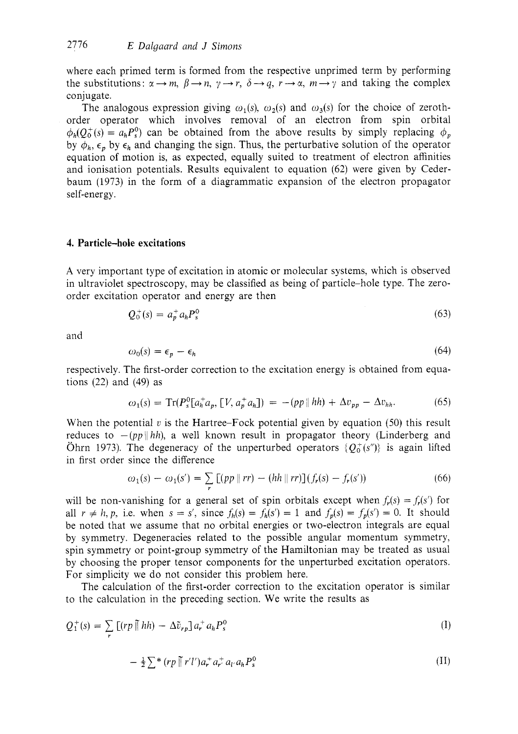where each primed term is formed from the respective unprimed term by performing the substitutions: $\alpha \rightarrow m$, $\beta \rightarrow n$, $\gamma \rightarrow r$, $\delta \rightarrow q$, $r \rightarrow \alpha$, $m \rightarrow \gamma$ and taking the complex conjugate.

The analogous expression giving $\omega_1(s)$, $\omega_2(s)$ and $\omega_3(s)$ for the choice of zeroth-order operator which involves removal of an electron from spin orbital $\phi_h(Q_0^+(s) = a_h P_s^0)$ can be obtained from the above results by simply replacing $\phi_p$ by $\phi_h$, $\epsilon_p$ by $\epsilon_h$ and changing the sign. Thus, the perturbative solution of the operator equation of motion is, as expected, equally suited to treatment of electron affinities and ionisation potentials. Results equivalent to equation (62) were given by Cederbaum (1973) in the form of a diagrammatic expansion of the electron propagator self-energy.

## 4. Particle–hole excitations

A very important type of excitation in atomic or molecular systems, which is observed in ultraviolet spectroscopy, may be classified as being of particle–hole type. The zero-order excitation operator and energy are then

$$Q_0^+(s) = a_p^+ a_h P_s^0 \tag{63}$$

and

$$\omega_0(s) = \epsilon_p - \epsilon_h \tag{64}$$

respectively. The first-order correction to the excitation energy is obtained from equations (22) and (49) as

$$\omega_1(s) = \mathrm{Tr}(P_s^0[a_h^+ a_p, [V, a_p^+ a_h]]) = -(pp \parallel hh) + \Delta v_{pp} - \Delta v_{hh}. \tag{65}$$

When the potential $v$ is the Hartree–Fock potential given by equation (50) this result reduces to $-(pp \parallel hh)$, a well known result in propagator theory (Linderberg and Öhrn 1973). The degeneracy of the unperturbed operators $\{Q_0^+(s'')\}$ is again lifted in first order since the difference

$$\omega_1(s) - \omega_1(s') = \sum_r [(pp \parallel rr) - (hh \parallel rr)](f_r(s) - f_r(s')) \tag{66}$$

will be non-vanishing for a general set of spin orbitals except when $f_r(s) = f_r(s')$ for all $r \neq h, p$, i.e. when $s = s'$, since $f_h(s) = f_h(s') = 1$ and $f_p(s) = f_p(s') = 0$. It should be noted that we assume that no orbital energies or two-electron integrals are equal by symmetry. Degeneracies related to the possible angular momentum symmetry, spin symmetry or point-group symmetry of the Hamiltonian may be treated as usual by choosing the proper tensor components for the unperturbed excitation operators. For simplicity we do not consider this problem here.

The calculation of the first-order correction to the excitation operator is similar to the calculation in the preceding section. We write the results as

$$Q_1^+(s) = \sum_r [(rp \,\tilde{\parallel}\, hh) - \Delta\tilde{v}_{rp}] a_r^+ a_h P_s^0 \tag{I}$$

$$- \tfrac{1}{2} {\sum}^* (rp \,\tilde{\parallel}\, r'l') a_r^+ a_{r'}^+ a_{l'} a_h P_s^0 \tag{II}$$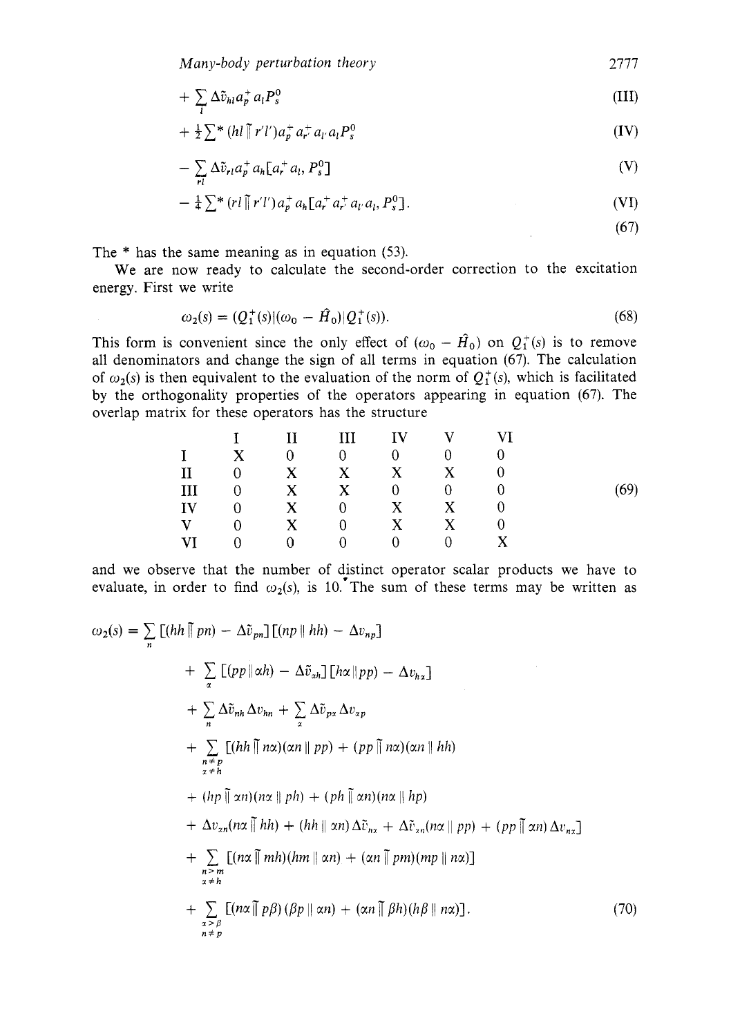$$+ \sum_l \Delta\tilde{v}_{hl} a_p^+ a_l P_s^0 \qquad \text{(III)}$$

$$+ \tfrac{1}{2}\sum{}^* (hl \,\tilde{\|}\, r'l') a_p^+ a_{r'}^+ a_{l'} a_l P_s^0 \qquad \text{(IV)}$$

$$- \sum_{rl} \Delta\tilde{v}_{rl} a_p^+ a_h [a_r^+ a_l, P_s^0] \qquad \text{(V)}$$

$$- \tfrac{1}{4}\sum{}^* (rl \,\tilde{\|}\, r'l') a_p^+ a_h [a_r^+ a_{r'}^+ a_{l'} a_l, P_s^0]. \qquad \text{(VI)}$$

$$(67)$$

The * has the same meaning as in equation (53).

We are now ready to calculate the second-order correction to the excitation energy. First we write

$$\omega_2(s) = (Q_1^+(s) | (\omega_0 - \hat{H}_0) | Q_1^+(s)). \tag{68}$$

This form is convenient since the only effect of $(\omega_0 - \hat{H}_0)$ on $Q_1^+(s)$ is to remove all denominators and change the sign of all terms in equation (67). The calculation of $\omega_2(s)$ is then equivalent to the evaluation of the norm of $Q_1^+(s)$, which is facilitated by the orthogonality properties of the operators appearing in equation (67). The overlap matrix for these operators has the structure

|  | I | II | III | IV | V | VI |
|---|---|---|---|---|---|---|
| I | X | 0 | 0 | 0 | 0 | 0 |
| II | 0 | X | X | X | X | 0 |
| III | 0 | X | X | 0 | 0 | 0 |
| IV | 0 | X | 0 | X | X | 0 |
| V | 0 | X | 0 | X | X | 0 |
| VI | 0 | 0 | 0 | 0 | 0 | X |

(69)

and we observe that the number of distinct operator scalar products we have to evaluate, in order to find $\omega_2(s)$, is 10. The sum of these terms may be written as

$$\begin{aligned}
\omega_2(s) = {} & \sum_n [(hh \,\tilde{\|}\, pn) - \Delta\tilde{v}_{pn}][(np \,\|\, hh) - \Delta v_{np}] \\
& + \sum_\alpha [(pp \,\|\, \alpha h) - \Delta\tilde{v}_{\alpha h}][h\alpha \,\|\, pp) - \Delta v_{h\alpha}] \\
& + \sum_n \Delta\tilde{v}_{nh} \Delta v_{hn} + \sum_\alpha \Delta\tilde{v}_{p\alpha} \Delta v_{\alpha p} \\
& + \sum_{\substack{n \neq p \\ \alpha \neq h}} [(hh \,\tilde{\|}\, n\alpha)(\alpha n \,\|\, pp) + (pp \,\tilde{\|}\, n\alpha)(\alpha n \,\|\, hh) \\
& + (hp \,\tilde{\|}\, \alpha n)(n\alpha \,\|\, ph) + (ph \,\tilde{\|}\, \alpha n)(n\alpha \,\|\, hp) \\
& + \Delta v_{\alpha n}(n\alpha \,\tilde{\|}\, hh) + (hh \,\|\, \alpha n)\Delta\tilde{v}_{n\alpha} + \Delta\tilde{v}_{\alpha n}(n\alpha \,\|\, pp) + (pp \,\tilde{\|}\, \alpha n)\Delta v_{n\alpha}] \\
& + \sum_{\substack{n > m \\ \alpha \neq h}} [(n\alpha \,\tilde{\|}\, mh)(hm \,\|\, \alpha n) + (\alpha n \,\tilde{\|}\, pm)(mp \,\|\, n\alpha)] \\
& + \sum_{\substack{\alpha > \beta \\ n \neq p}} [(n\alpha \,\tilde{\|}\, p\beta)(\beta p \,\|\, \alpha n) + (\alpha n \,\tilde{\|}\, \beta h)(h\beta \,\|\, n\alpha)].
\end{aligned} \tag{70}$$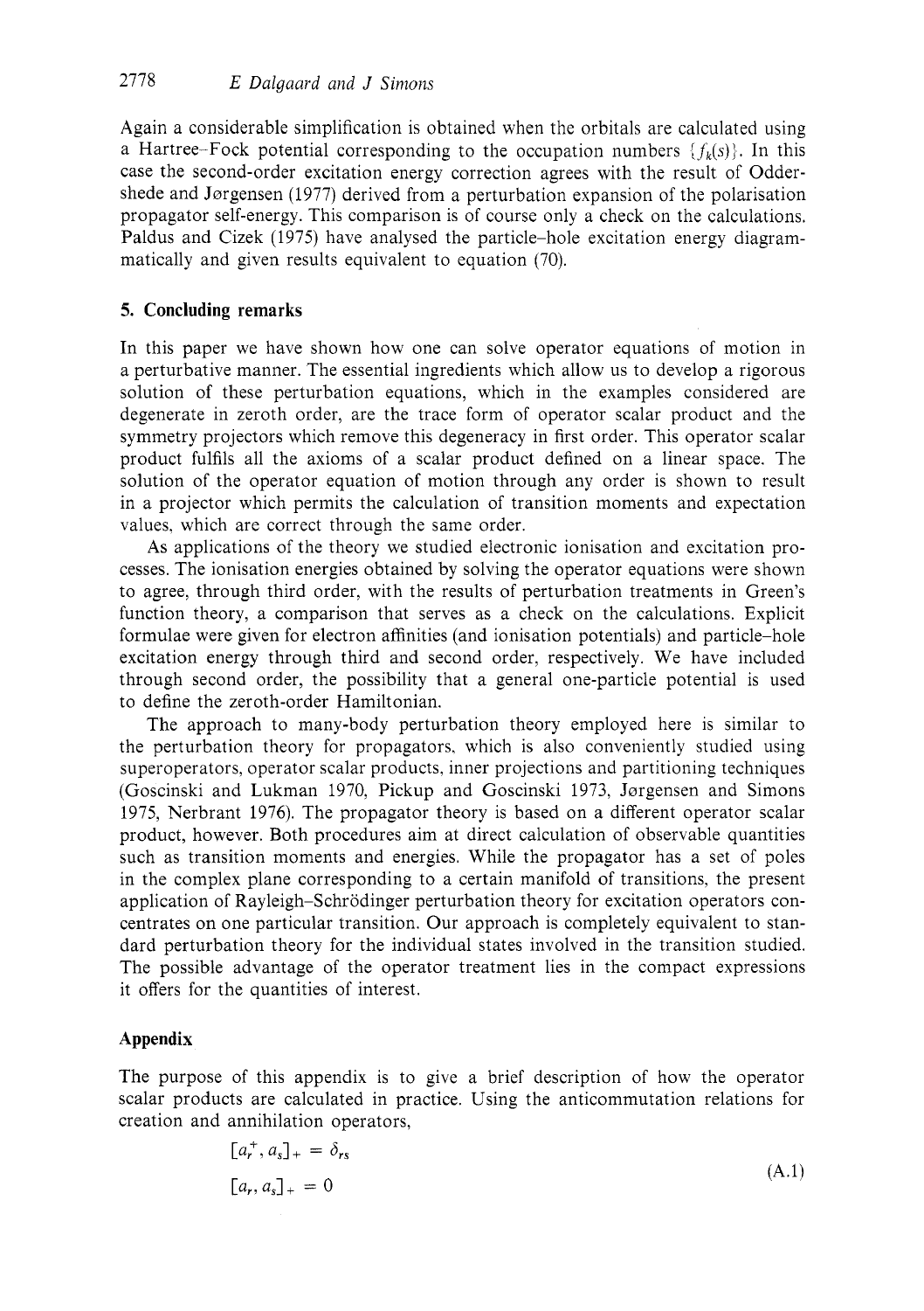Again a considerable simplification is obtained when the orbitals are calculated using a Hartree–Fock potential corresponding to the occupation numbers $\{f_k(s)\}$. In this case the second-order excitation energy correction agrees with the result of Oddershede and Jørgensen (1977) derived from a perturbation expansion of the polarisation propagator self-energy. This comparison is of course only a check on the calculations. Paldus and Cizek (1975) have analysed the particle–hole excitation energy diagrammatically and given results equivalent to equation (70).

## 5. Concluding remarks

In this paper we have shown how one can solve operator equations of motion in a perturbative manner. The essential ingredients which allow us to develop a rigorous solution of these perturbation equations, which in the examples considered are degenerate in zeroth order, are the trace form of operator scalar product and the symmetry projectors which remove this degeneracy in first order. This operator scalar product fulfils all the axioms of a scalar product defined on a linear space. The solution of the operator equation of motion through any order is shown to result in a projector which permits the calculation of transition moments and expectation values, which are correct through the same order.

As applications of the theory we studied electronic ionisation and excitation processes. The ionisation energies obtained by solving the operator equations were shown to agree, through third order, with the results of perturbation treatments in Green's function theory, a comparison that serves as a check on the calculations. Explicit formulae were given for electron affinities (and ionisation potentials) and particle–hole excitation energy through third and second order, respectively. We have included through second order, the possibility that a general one-particle potential is used to define the zeroth-order Hamiltonian.

The approach to many-body perturbation theory employed here is similar to the perturbation theory for propagators, which is also conveniently studied using superoperators, operator scalar products, inner projections and partitioning techniques (Goscinski and Lukman 1970, Pickup and Goscinski 1973, Jørgensen and Simons 1975, Nerbrant 1976). The propagator theory is based on a different operator scalar product, however. Both procedures aim at direct calculation of observable quantities such as transition moments and energies. While the propagator has a set of poles in the complex plane corresponding to a certain manifold of transitions, the present application of Rayleigh–Schrödinger perturbation theory for excitation operators concentrates on one particular transition. Our approach is completely equivalent to standard perturbation theory for the individual states involved in the transition studied. The possible advantage of the operator treatment lies in the compact expressions it offers for the quantities of interest.

## Appendix

The purpose of this appendix is to give a brief description of how the operator scalar products are calculated in practice. Using the anticommutation relations for creation and annihilation operators,

$$
\begin{aligned}
[a_r^+, a_s]_+ &= \delta_{rs} \\
[a_r, a_s]_+ &= 0
\end{aligned}
\tag{A.1}
$$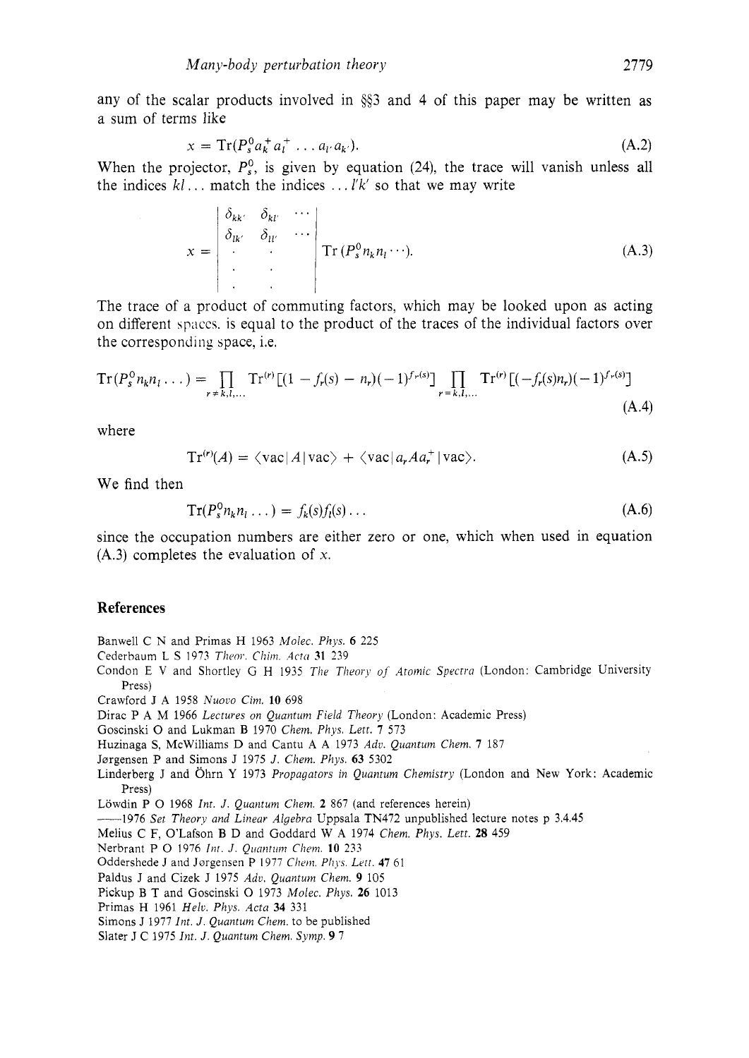any of the scalar products involved in §§3 and 4 of this paper may be written as a sum of terms like

$$x = \mathrm{Tr}(P_s^0 a_k^+ a_l^+ \ldots a_{l'} a_{k'}). \tag{A.2}$$

When the projector, $P_s^0$, is given by equation (24), the trace will vanish unless all the indices $kl \ldots$ match the indices $\ldots l'k'$ so that we may write

$$x = \begin{vmatrix} \delta_{kk'} & \delta_{kl'} & \cdots \\ \delta_{lk'} & \delta_{ll'} & \cdots \\ \cdot & \cdot & \\ \cdot & \cdot & \\ \cdot & \cdot & \end{vmatrix} \mathrm{Tr}\,(P_s^0 n_k n_l \cdots). \tag{A.3}$$

The trace of a product of commuting factors, which may be looked upon as acting on different spaces, is equal to the product of the traces of the individual factors over the corresponding space, i.e.

$$\mathrm{Tr}(P_s^0 n_k n_l \ldots) = \prod_{r \neq k,l,\ldots} \mathrm{Tr}^{(r)}[(1 - f_r(s) - n_r)(-1)^{f_r(s)}] \prod_{r = k,l,\ldots} \mathrm{Tr}^{(r)}[(-f_r(s) n_r)(-1)^{f_r(s)}] \tag{A.4}$$

where

$$\mathrm{Tr}^{(r)}(A) = \langle \mathrm{vac} | A | \mathrm{vac} \rangle + \langle \mathrm{vac} | a_r A a_r^+ | \mathrm{vac} \rangle. \tag{A.5}$$

We find then

$$\mathrm{Tr}(P_s^0 n_k n_l \ldots) = f_k(s) f_l(s) \ldots \tag{A.6}$$

since the occupation numbers are either zero or one, which when used in equation (A.3) completes the evaluation of $x$.

## References

Banwell C N and Primas H 1963 *Molec. Phys.* **6** 225

Cederbaum L S 1973 *Theor. Chim. Acta* **31** 239

Condon E V and Shortley G H 1935 *The Theory of Atomic Spectra* (London: Cambridge University Press)

Crawford J A 1958 *Nuovo Cim.* **10** 698

Dirac P A M 1966 *Lectures on Quantum Field Theory* (London: Academic Press)

Goscinski O and Lukman B 1970 *Chem. Phys. Lett.* **7** 573

Huzinaga S, McWilliams D and Cantu A A 1973 *Adv. Quantum Chem.* **7** 187

Jørgensen P and Simons J 1975 *J. Chem. Phys.* **63** 5302

Linderberg J and Öhrn Y 1973 *Propagators in Quantum Chemistry* (London and New York: Academic Press)

Löwdin P O 1968 *Int. J. Quantum Chem.* **2** 867 (and references herein)

——1976 *Set Theory and Linear Algebra* Uppsala TN472 unpublished lecture notes p 3.4.45

Melius C F, O'Lafson B D and Goddard W A 1974 *Chem. Phys. Lett.* **28** 459

Nerbrant P O 1976 *Int. J. Quantum Chem.* **10** 233

Oddershede J and Jørgensen P 1977 *Chem. Phys. Lett.* **47** 61

Paldus J and Cizek J 1975 *Adv. Quantum Chem.* **9** 105

Pickup B T and Goscinski O 1973 *Molec. Phys.* **26** 1013

Primas H 1961 *Helv. Phys. Acta* **34** 331

Simons J 1977 *Int. J. Quantum Chem.* to be published

Slater J C 1975 *Int. J. Quantum Chem. Symp.* **9** 7